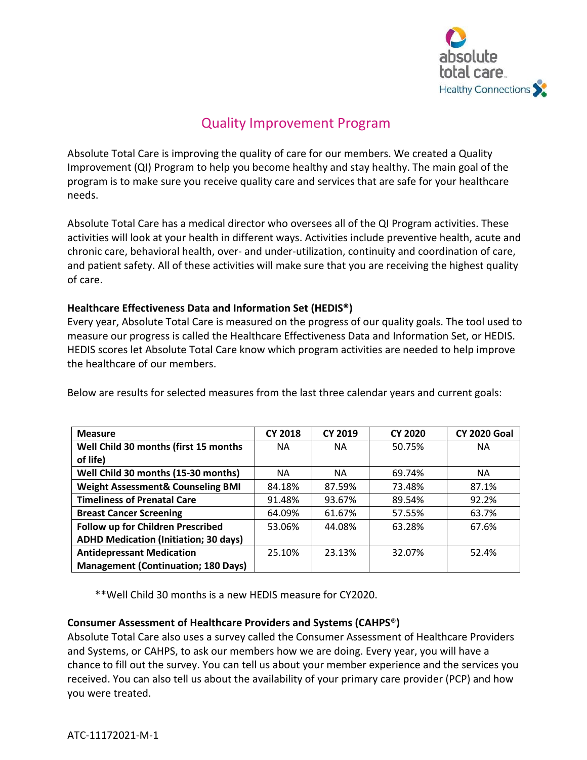# Quality Improvement Program

Absolute Total Care is improving the quality of care for our members. We created a Quality Improvement (QI) Program to help you become healthy and stay healthy. The main goal of the program is to make sure you receive quality care and services that are safe for your healthcare needs.

Absolute Total Care has a medical director who oversees all of the QI Program activities. These activities will look at your health in different ways. Activities include preventive health, acute and chronic care, behavioral health, over- and under-utilization, continuity and coordination of care, and patient safety. All of these activities will make sure that you are receiving the highest quality of care.

**Healthcare Effectiveness Data and Information Set (HEDIS®)**

Every year, Absolute Total Care is measured on the progress of our quality goals. The tool used to measure our progress is called the Healthcare Effectiveness Data and Information Set, or HEDIS. HEDIS scores let Absolute Total Care know which program activities are needed to help improve the healthcare of our members.

Below are results for selected measures from the last three calendar years and current goals:

| Measure | CY 2018 | CY 2019 | CY 2020 | CY 2020 Goal |
|---|---|---|---|---|
| **Well Child 30 months (first 15 months of life)** | NA | NA | 50.75% | NA |
| **Well Child 30 months (15-30 months)** | NA | NA | 69.74% | NA |
| **Weight Assessment& Counseling BMI** | 84.18% | 87.59% | 73.48% | 87.1% |
| **Timeliness of Prenatal Care** | 91.48% | 93.67% | 89.54% | 92.2% |
| **Breast Cancer Screening** | 64.09% | 61.67% | 57.55% | 63.7% |
| **Follow up for Children Prescribed ADHD Medication (Initiation; 30 days)** | 53.06% | 44.08% | 63.28% | 67.6% |
| **Antidepressant Medication Management (Continuation; 180 Days)** | 25.10% | 23.13% | 32.07% | 52.4% |

**Well Child 30 months is a new HEDIS measure for CY2020.

**Consumer Assessment of Healthcare Providers and Systems (CAHPS®)**

Absolute Total Care also uses a survey called the Consumer Assessment of Healthcare Providers and Systems, or CAHPS, to ask our members how we are doing. Every year, you will have a chance to fill out the survey. You can tell us about your member experience and the services you received. You can also tell us about the availability of your primary care provider (PCP) and how you were treated.

ATC-11172021-M-1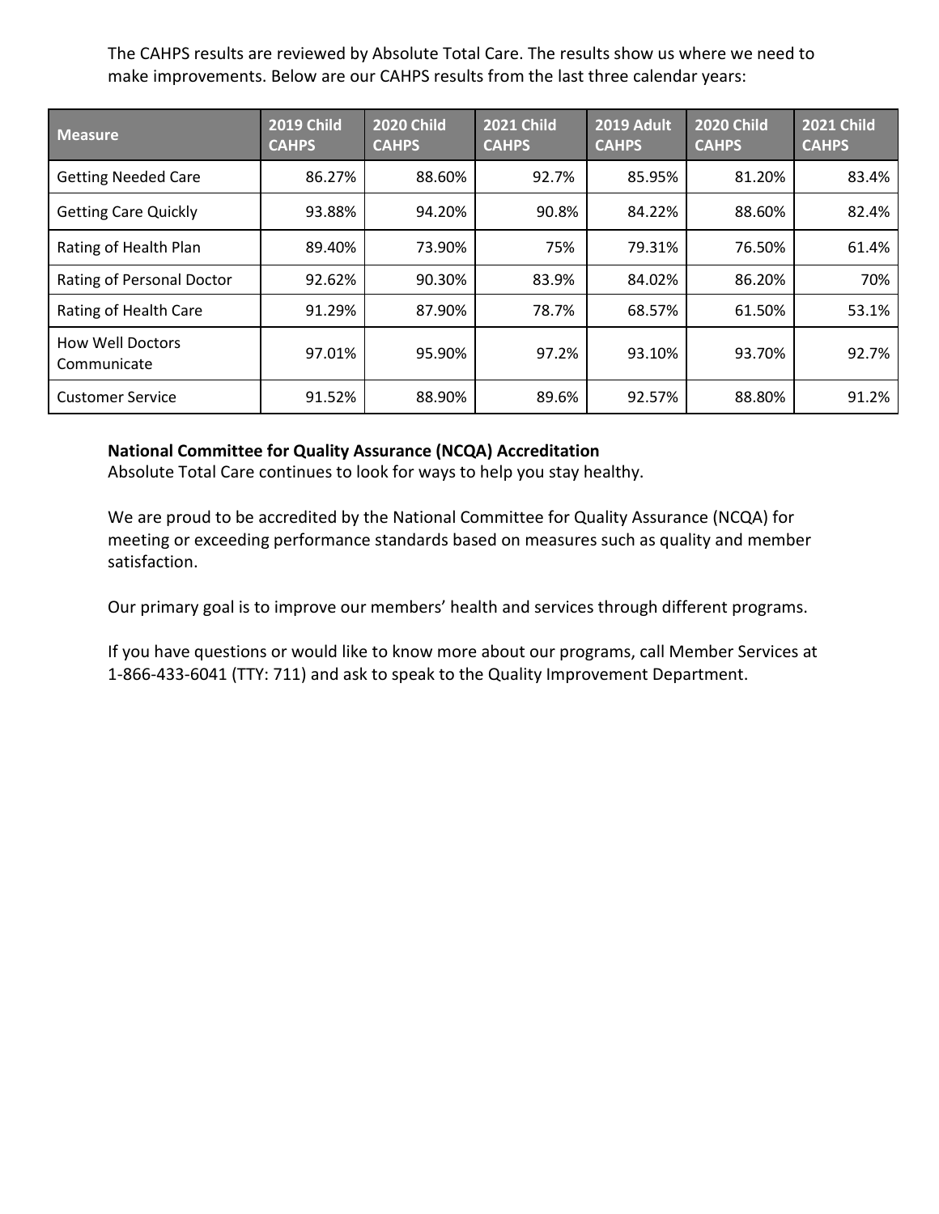The CAHPS results are reviewed by Absolute Total Care. The results show us where we need to make improvements. Below are our CAHPS results from the last three calendar years:

| Measure | 2019 Child CAHPS | 2020 Child CAHPS | 2021 Child CAHPS | 2019 Adult CAHPS | 2020 Child CAHPS | 2021 Child CAHPS |
|---|---|---|---|---|---|---|
| Getting Needed Care | 86.27% | 88.60% | 92.7% | 85.95% | 81.20% | 83.4% |
| Getting Care Quickly | 93.88% | 94.20% | 90.8% | 84.22% | 88.60% | 82.4% |
| Rating of Health Plan | 89.40% | 73.90% | 75% | 79.31% | 76.50% | 61.4% |
| Rating of Personal Doctor | 92.62% | 90.30% | 83.9% | 84.02% | 86.20% | 70% |
| Rating of Health Care | 91.29% | 87.90% | 78.7% | 68.57% | 61.50% | 53.1% |
| How Well Doctors Communicate | 97.01% | 95.90% | 97.2% | 93.10% | 93.70% | 92.7% |
| Customer Service | 91.52% | 88.90% | 89.6% | 92.57% | 88.80% | 91.2% |

**National Committee for Quality Assurance (NCQA) Accreditation**

Absolute Total Care continues to look for ways to help you stay healthy.

We are proud to be accredited by the National Committee for Quality Assurance (NCQA) for meeting or exceeding performance standards based on measures such as quality and member satisfaction.

Our primary goal is to improve our members' health and services through different programs.

If you have questions or would like to know more about our programs, call Member Services at 1-866-433-6041 (TTY: 711) and ask to speak to the Quality Improvement Department.